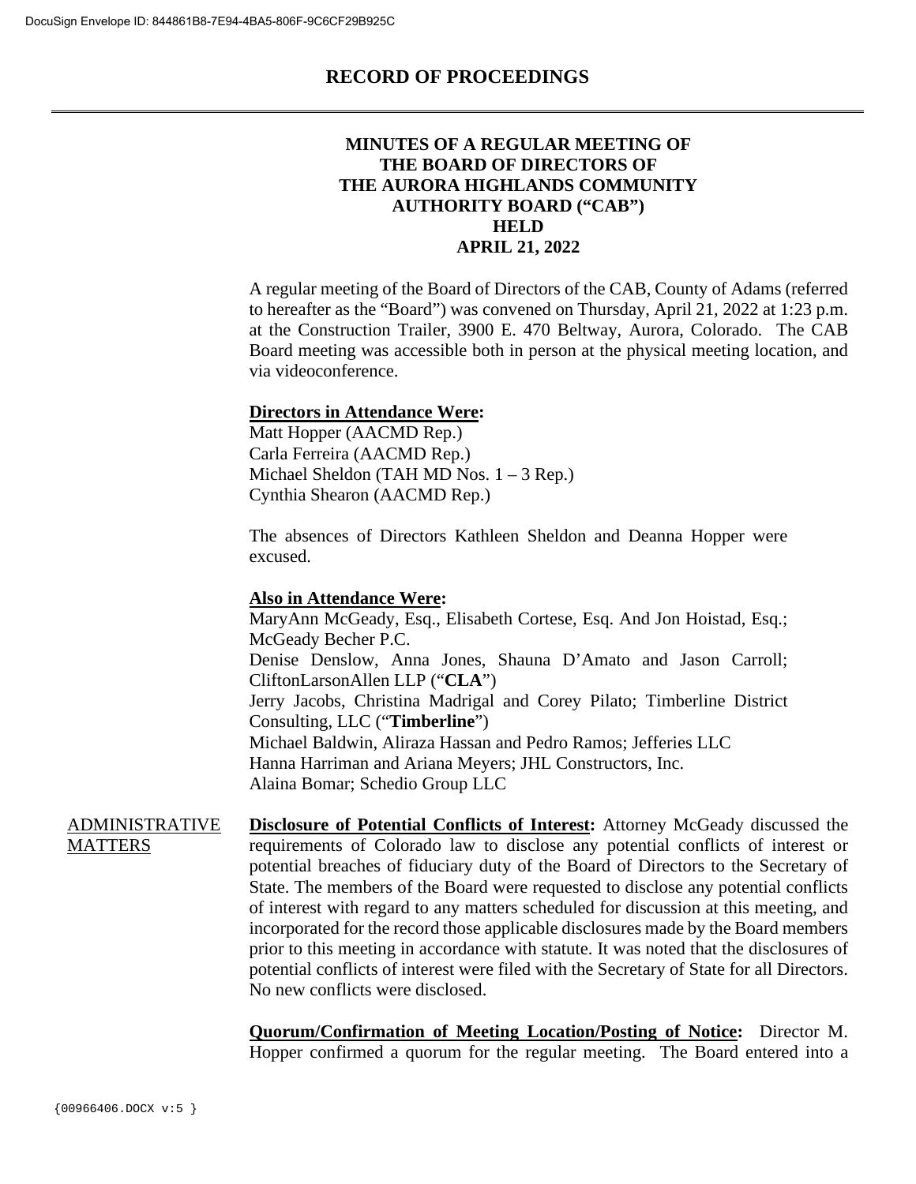DocuSign Envelope ID: 844861B8-7E94-4BA5-806F-9C6CF29B925C

# RECORD OF PROCEEDINGS

## MINUTES OF A REGULAR MEETING OF THE BOARD OF DIRECTORS OF THE AURORA HIGHLANDS COMMUNITY AUTHORITY BOARD ("CAB") HELD APRIL 21, 2022

A regular meeting of the Board of Directors of the CAB, County of Adams (referred to hereafter as the "Board") was convened on Thursday, April 21, 2022 at 1:23 p.m. at the Construction Trailer, 3900 E. 470 Beltway, Aurora, Colorado. The CAB Board meeting was accessible both in person at the physical meeting location, and via videoconference.

**Directors in Attendance Were:**

Matt Hopper (AACMD Rep.)
Carla Ferreira (AACMD Rep.)
Michael Sheldon (TAH MD Nos. 1 – 3 Rep.)
Cynthia Shearon (AACMD Rep.)

The absences of Directors Kathleen Sheldon and Deanna Hopper were excused.

**Also in Attendance Were:**

MaryAnn McGeady, Esq., Elisabeth Cortese, Esq. And Jon Hoistad, Esq.; McGeady Becher P.C.
Denise Denslow, Anna Jones, Shauna D'Amato and Jason Carroll; CliftonLarsonAllen LLP ("**CLA**")
Jerry Jacobs, Christina Madrigal and Corey Pilato; Timberline District Consulting, LLC ("**Timberline**")
Michael Baldwin, Aliraza Hassan and Pedro Ramos; Jefferies LLC
Hanna Harriman and Ariana Meyers; JHL Constructors, Inc.
Alaina Bomar; Schedio Group LLC

### ADMINISTRATIVE MATTERS

**Disclosure of Potential Conflicts of Interest:** Attorney McGeady discussed the requirements of Colorado law to disclose any potential conflicts of interest or potential breaches of fiduciary duty of the Board of Directors to the Secretary of State. The members of the Board were requested to disclose any potential conflicts of interest with regard to any matters scheduled for discussion at this meeting, and incorporated for the record those applicable disclosures made by the Board members prior to this meeting in accordance with statute. It was noted that the disclosures of potential conflicts of interest were filed with the Secretary of State for all Directors. No new conflicts were disclosed.

**Quorum/Confirmation of Meeting Location/Posting of Notice:** Director M. Hopper confirmed a quorum for the regular meeting. The Board entered into a

{00966406.DOCX v:5 }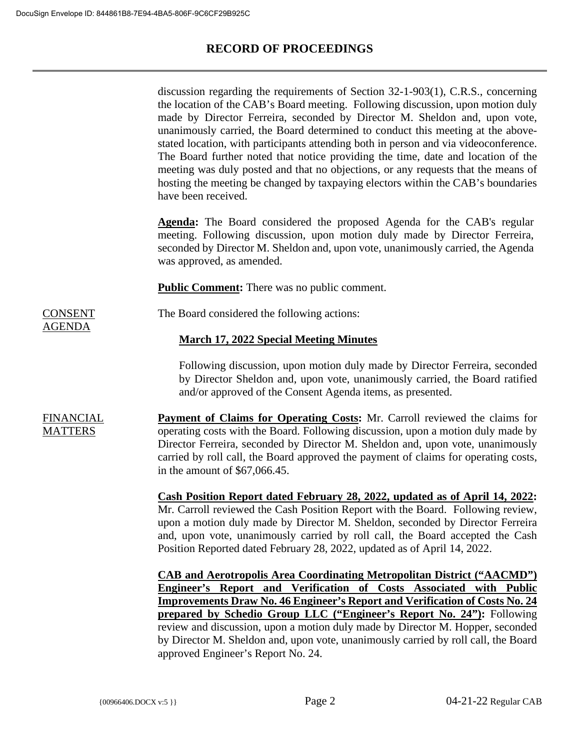discussion regarding the requirements of Section 32-1-903(1), C.R.S., concerning the location of the CAB's Board meeting. Following discussion, upon motion duly made by Director Ferreira, seconded by Director M. Sheldon and, upon vote, unanimously carried, the Board determined to conduct this meeting at the above-stated location, with participants attending both in person and via videoconference. The Board further noted that notice providing the time, date and location of the meeting was duly posted and that no objections, or any requests that the means of hosting the meeting be changed by taxpaying electors within the CAB's boundaries have been received.

**Agenda:** The Board considered the proposed Agenda for the CAB's regular meeting. Following discussion, upon motion duly made by Director Ferreira, seconded by Director M. Sheldon and, upon vote, unanimously carried, the Agenda was approved, as amended.

**Public Comment:** There was no public comment.

## CONSENT AGENDA

The Board considered the following actions:

**March 17, 2022 Special Meeting Minutes**

Following discussion, upon motion duly made by Director Ferreira, seconded by Director Sheldon and, upon vote, unanimously carried, the Board ratified and/or approved of the Consent Agenda items, as presented.

## FINANCIAL MATTERS

**Payment of Claims for Operating Costs:** Mr. Carroll reviewed the claims for operating costs with the Board. Following discussion, upon a motion duly made by Director Ferreira, seconded by Director M. Sheldon and, upon vote, unanimously carried by roll call, the Board approved the payment of claims for operating costs, in the amount of $67,066.45.

**Cash Position Report dated February 28, 2022, updated as of April 14, 2022:** Mr. Carroll reviewed the Cash Position Report with the Board. Following review, upon a motion duly made by Director M. Sheldon, seconded by Director Ferreira and, upon vote, unanimously carried by roll call, the Board accepted the Cash Position Reported dated February 28, 2022, updated as of April 14, 2022.

**CAB and Aerotropolis Area Coordinating Metropolitan District ("AACMD") Engineer's Report and Verification of Costs Associated with Public Improvements Draw No. 46 Engineer's Report and Verification of Costs No. 24 prepared by Schedio Group LLC ("Engineer's Report No. 24"):** Following review and discussion, upon a motion duly made by Director M. Hopper, seconded by Director M. Sheldon and, upon vote, unanimously carried by roll call, the Board approved Engineer's Report No. 24.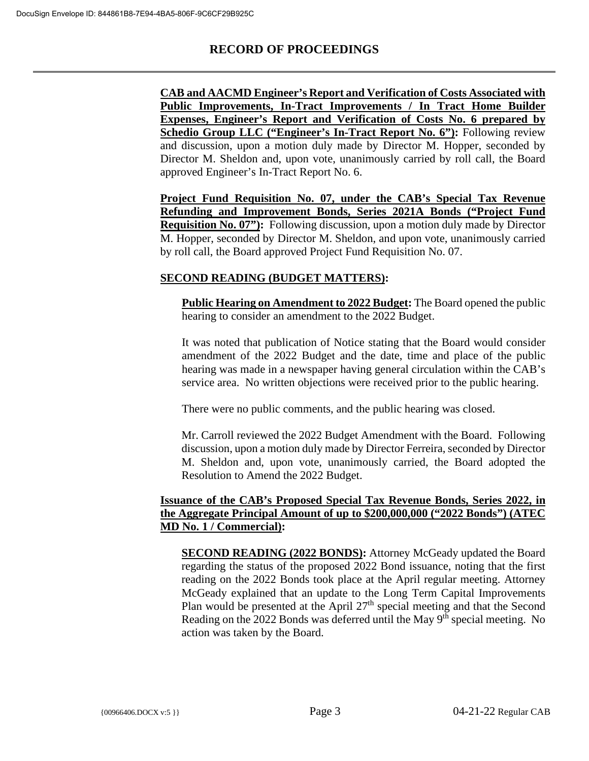**CAB and AACMD Engineer's Report and Verification of Costs Associated with Public Improvements, In-Tract Improvements / In Tract Home Builder Expenses, Engineer's Report and Verification of Costs No. 6 prepared by Schedio Group LLC ("Engineer's In-Tract Report No. 6"):** Following review and discussion, upon a motion duly made by Director M. Hopper, seconded by Director M. Sheldon and, upon vote, unanimously carried by roll call, the Board approved Engineer's In-Tract Report No. 6.

**Project Fund Requisition No. 07, under the CAB's Special Tax Revenue Refunding and Improvement Bonds, Series 2021A Bonds ("Project Fund Requisition No. 07"):** Following discussion, upon a motion duly made by Director M. Hopper, seconded by Director M. Sheldon, and upon vote, unanimously carried by roll call, the Board approved Project Fund Requisition No. 07.

**SECOND READING (BUDGET MATTERS):**

**Public Hearing on Amendment to 2022 Budget:** The Board opened the public hearing to consider an amendment to the 2022 Budget.

It was noted that publication of Notice stating that the Board would consider amendment of the 2022 Budget and the date, time and place of the public hearing was made in a newspaper having general circulation within the CAB's service area. No written objections were received prior to the public hearing.

There were no public comments, and the public hearing was closed.

Mr. Carroll reviewed the 2022 Budget Amendment with the Board. Following discussion, upon a motion duly made by Director Ferreira, seconded by Director M. Sheldon and, upon vote, unanimously carried, the Board adopted the Resolution to Amend the 2022 Budget.

**Issuance of the CAB's Proposed Special Tax Revenue Bonds, Series 2022, in the Aggregate Principal Amount of up to $200,000,000 ("2022 Bonds") (ATEC MD No. 1 / Commercial):**

**SECOND READING (2022 BONDS):** Attorney McGeady updated the Board regarding the status of the proposed 2022 Bond issuance, noting that the first reading on the 2022 Bonds took place at the April regular meeting. Attorney McGeady explained that an update to the Long Term Capital Improvements Plan would be presented at the April 27th special meeting and that the Second Reading on the 2022 Bonds was deferred until the May 9th special meeting. No action was taken by the Board.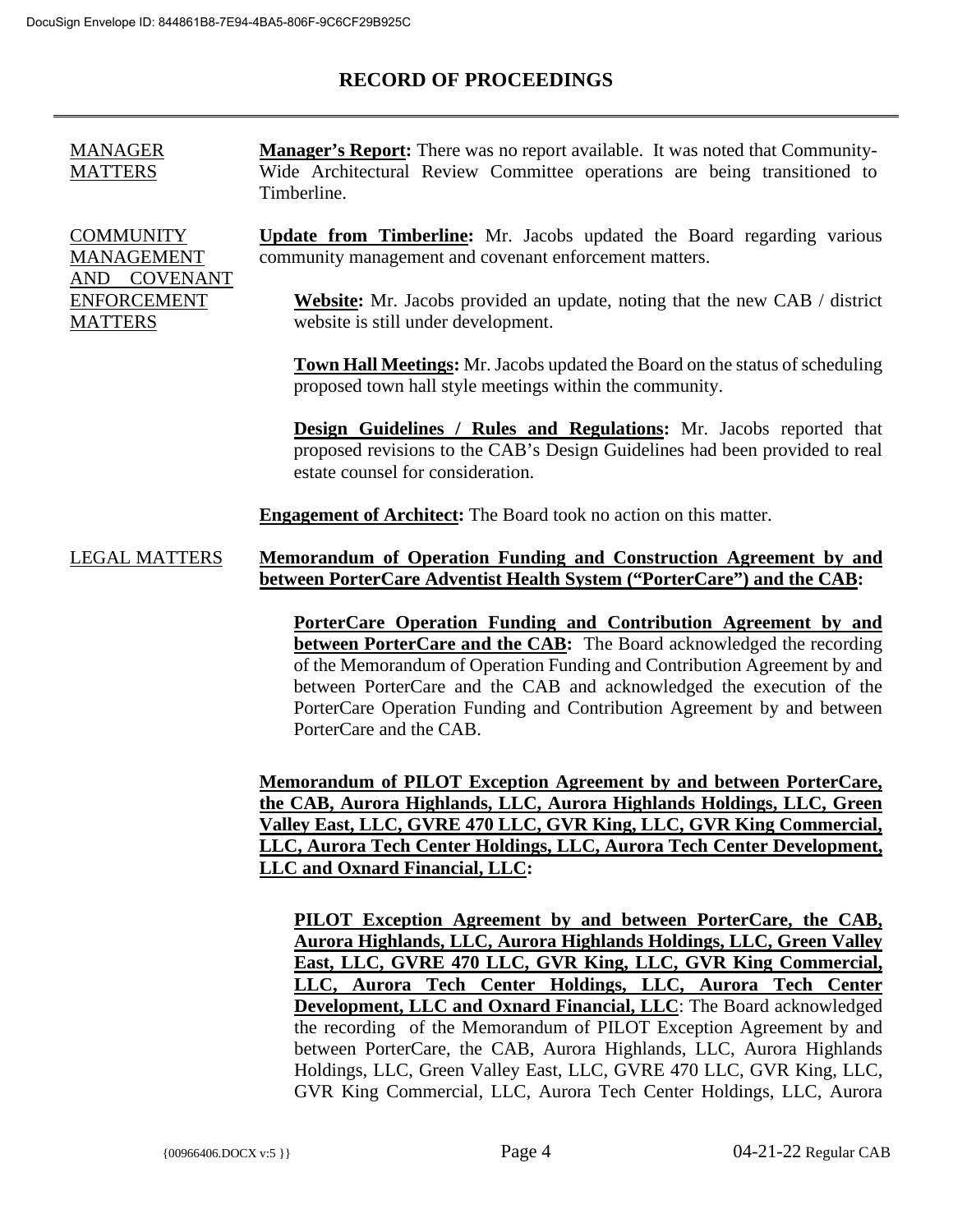# RECORD OF PROCEEDINGS

---

MANAGER MATTERS

**Manager's Report:** There was no report available. It was noted that Community-Wide Architectural Review Committee operations are being transitioned to Timberline.

COMMUNITY MANAGEMENT AND COVENANT ENFORCEMENT MATTERS

**Update from Timberline:** Mr. Jacobs updated the Board regarding various community management and covenant enforcement matters.

**Website:** Mr. Jacobs provided an update, noting that the new CAB / district website is still under development.

**Town Hall Meetings:** Mr. Jacobs updated the Board on the status of scheduling proposed town hall style meetings within the community.

**Design Guidelines / Rules and Regulations:** Mr. Jacobs reported that proposed revisions to the CAB's Design Guidelines had been provided to real estate counsel for consideration.

**Engagement of Architect:** The Board took no action on this matter.

LEGAL MATTERS

**Memorandum of Operation Funding and Construction Agreement by and between PorterCare Adventist Health System ("PorterCare") and the CAB:**

**PorterCare Operation Funding and Contribution Agreement by and between PorterCare and the CAB:** The Board acknowledged the recording of the Memorandum of Operation Funding and Contribution Agreement by and between PorterCare and the CAB and acknowledged the execution of the PorterCare Operation Funding and Contribution Agreement by and between PorterCare and the CAB.

**Memorandum of PILOT Exception Agreement by and between PorterCare, the CAB, Aurora Highlands, LLC, Aurora Highlands Holdings, LLC, Green Valley East, LLC, GVRE 470 LLC, GVR King, LLC, GVR King Commercial, LLC, Aurora Tech Center Holdings, LLC, Aurora Tech Center Development, LLC and Oxnard Financial, LLC:**

**PILOT Exception Agreement by and between PorterCare, the CAB, Aurora Highlands, LLC, Aurora Highlands Holdings, LLC, Green Valley East, LLC, GVRE 470 LLC, GVR King, LLC, GVR King Commercial, LLC, Aurora Tech Center Holdings, LLC, Aurora Tech Center Development, LLC and Oxnard Financial, LLC**: The Board acknowledged the recording of the Memorandum of PILOT Exception Agreement by and between PorterCare, the CAB, Aurora Highlands, LLC, Aurora Highlands Holdings, LLC, Green Valley East, LLC, GVRE 470 LLC, GVR King, LLC, GVR King Commercial, LLC, Aurora Tech Center Holdings, LLC, Aurora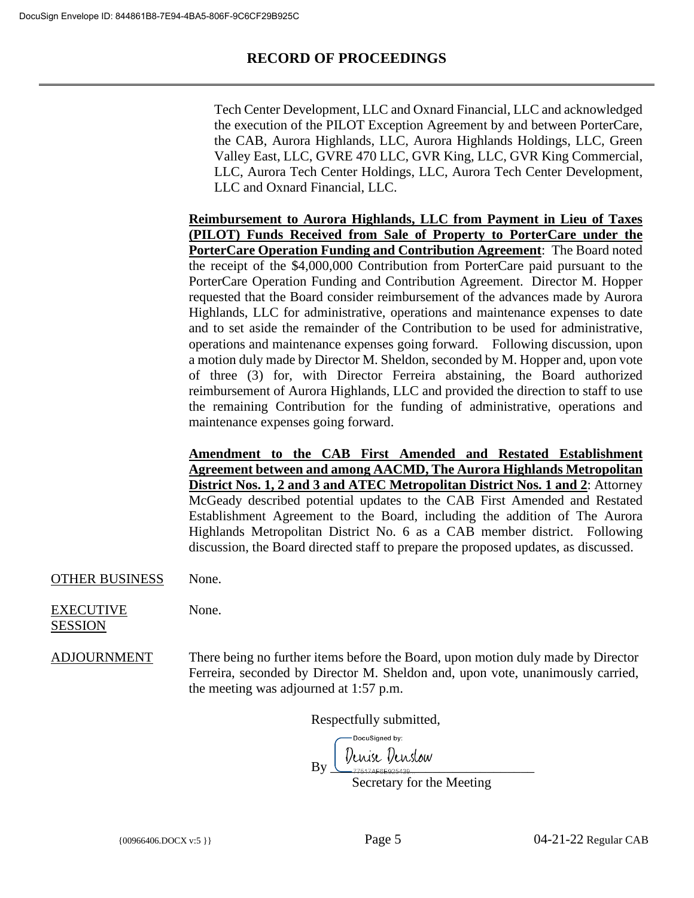Tech Center Development, LLC and Oxnard Financial, LLC and acknowledged the execution of the PILOT Exception Agreement by and between PorterCare, the CAB, Aurora Highlands, LLC, Aurora Highlands Holdings, LLC, Green Valley East, LLC, GVRE 470 LLC, GVR King, LLC, GVR King Commercial, LLC, Aurora Tech Center Holdings, LLC, Aurora Tech Center Development, LLC and Oxnard Financial, LLC.

**Reimbursement to Aurora Highlands, LLC from Payment in Lieu of Taxes (PILOT) Funds Received from Sale of Property to PorterCare under the PorterCare Operation Funding and Contribution Agreement**: The Board noted the receipt of the $4,000,000 Contribution from PorterCare paid pursuant to the PorterCare Operation Funding and Contribution Agreement. Director M. Hopper requested that the Board consider reimbursement of the advances made by Aurora Highlands, LLC for administrative, operations and maintenance expenses to date and to set aside the remainder of the Contribution to be used for administrative, operations and maintenance expenses going forward. Following discussion, upon a motion duly made by Director M. Sheldon, seconded by M. Hopper and, upon vote of three (3) for, with Director Ferreira abstaining, the Board authorized reimbursement of Aurora Highlands, LLC and provided the direction to staff to use the remaining Contribution for the funding of administrative, operations and maintenance expenses going forward.

**Amendment to the CAB First Amended and Restated Establishment Agreement between and among AACMD, The Aurora Highlands Metropolitan District Nos. 1, 2 and 3 and ATEC Metropolitan District Nos. 1 and 2**: Attorney McGeady described potential updates to the CAB First Amended and Restated Establishment Agreement to the Board, including the addition of The Aurora Highlands Metropolitan District No. 6 as a CAB member district. Following discussion, the Board directed staff to prepare the proposed updates, as discussed.

OTHER BUSINESS — None.

EXECUTIVE SESSION — None.

ADJOURNMENT — There being no further items before the Board, upon motion duly made by Director Ferreira, seconded by Director M. Sheldon and, upon vote, unanimously carried, the meeting was adjourned at 1:57 p.m.

Respectfully submitted,

DocuSigned by:

By Denise Denslow

77517AF6E925439...

Secretary for the Meeting